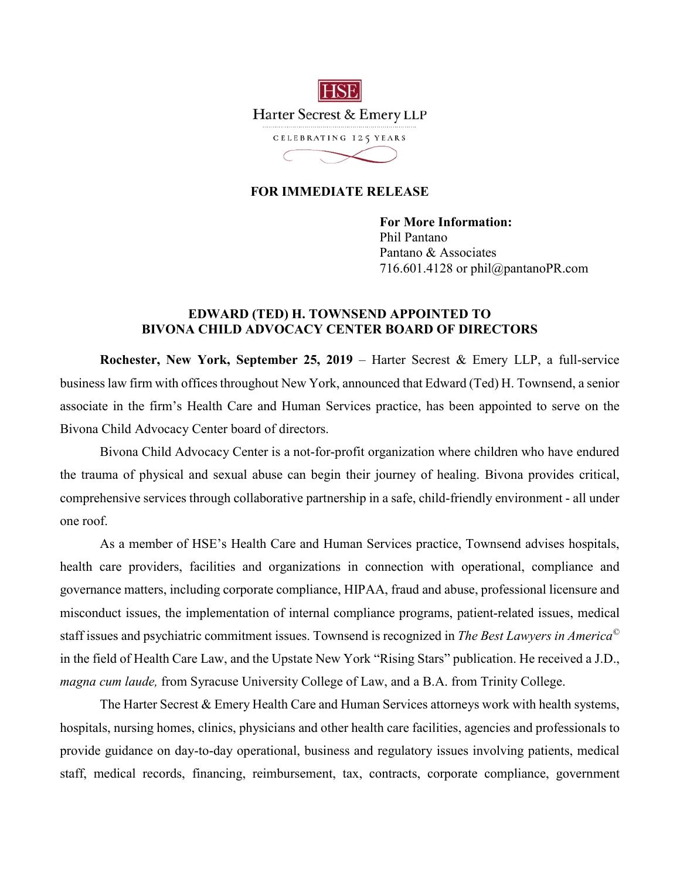HSE

Harter Secrest & Emery LLP

CELEBRATING 125 YEARS

**FOR IMMEDIATE RELEASE**

**For More Information:**
Phil Pantano
Pantano & Associates
716.601.4128 or phil@pantanoPR.com

## EDWARD (TED) H. TOWNSEND APPOINTED TO BIVONA CHILD ADVOCACY CENTER BOARD OF DIRECTORS

**Rochester, New York, September 25, 2019** – Harter Secrest & Emery LLP, a full-service business law firm with offices throughout New York, announced that Edward (Ted) H. Townsend, a senior associate in the firm's Health Care and Human Services practice, has been appointed to serve on the Bivona Child Advocacy Center board of directors.

Bivona Child Advocacy Center is a not-for-profit organization where children who have endured the trauma of physical and sexual abuse can begin their journey of healing. Bivona provides critical, comprehensive services through collaborative partnership in a safe, child-friendly environment - all under one roof.

As a member of HSE's Health Care and Human Services practice, Townsend advises hospitals, health care providers, facilities and organizations in connection with operational, compliance and governance matters, including corporate compliance, HIPAA, fraud and abuse, professional licensure and misconduct issues, the implementation of internal compliance programs, patient-related issues, medical staff issues and psychiatric commitment issues. Townsend is recognized in *The Best Lawyers in America©* in the field of Health Care Law, and the Upstate New York "Rising Stars" publication. He received a J.D., *magna cum laude,* from Syracuse University College of Law, and a B.A. from Trinity College.

The Harter Secrest & Emery Health Care and Human Services attorneys work with health systems, hospitals, nursing homes, clinics, physicians and other health care facilities, agencies and professionals to provide guidance on day-to-day operational, business and regulatory issues involving patients, medical staff, medical records, financing, reimbursement, tax, contracts, corporate compliance, government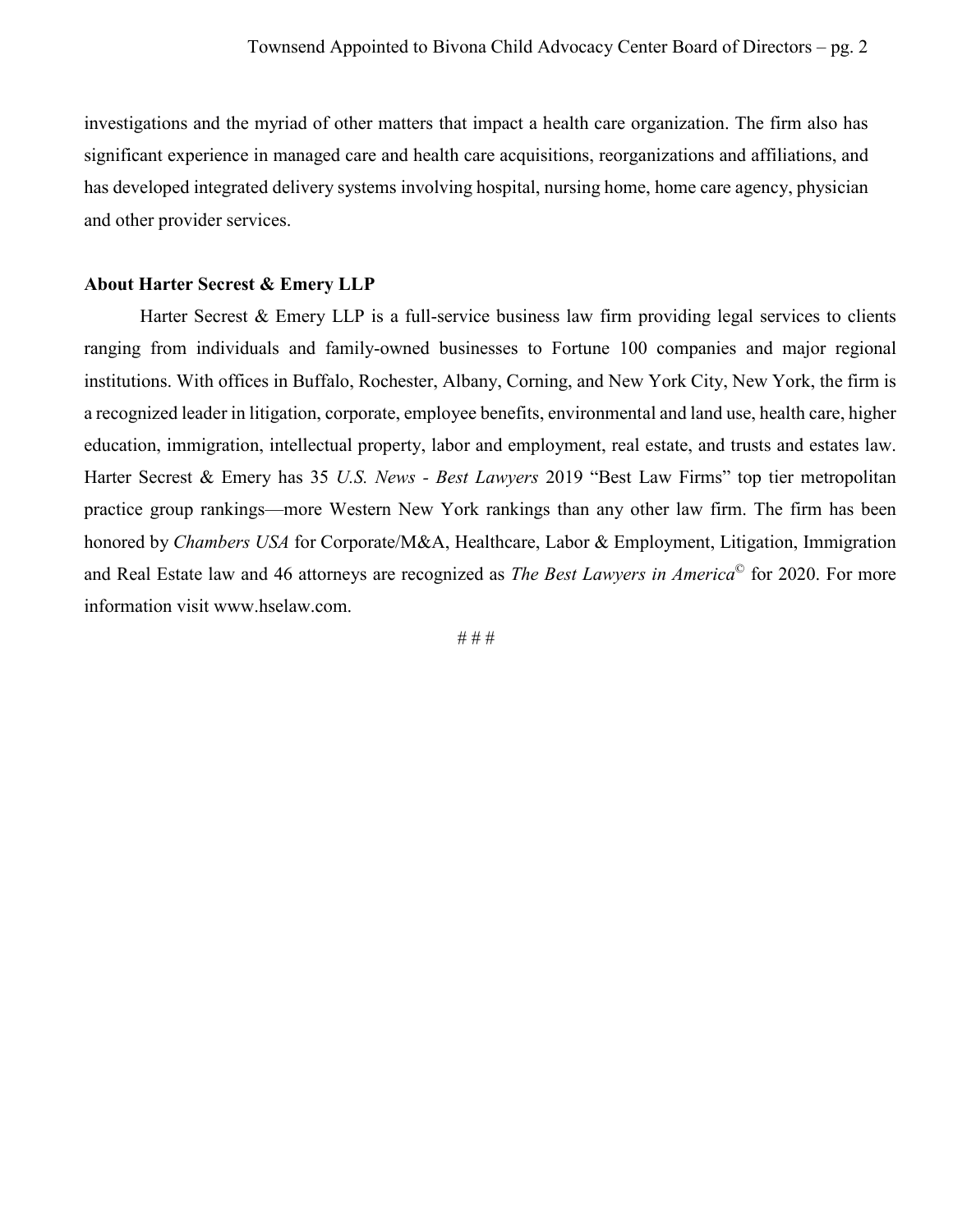investigations and the myriad of other matters that impact a health care organization. The firm also has significant experience in managed care and health care acquisitions, reorganizations and affiliations, and has developed integrated delivery systems involving hospital, nursing home, home care agency, physician and other provider services.

**About Harter Secrest & Emery LLP**

Harter Secrest & Emery LLP is a full-service business law firm providing legal services to clients ranging from individuals and family-owned businesses to Fortune 100 companies and major regional institutions. With offices in Buffalo, Rochester, Albany, Corning, and New York City, New York, the firm is a recognized leader in litigation, corporate, employee benefits, environmental and land use, health care, higher education, immigration, intellectual property, labor and employment, real estate, and trusts and estates law. Harter Secrest & Emery has 35 *U.S. News - Best Lawyers* 2019 "Best Law Firms" top tier metropolitan practice group rankings—more Western New York rankings than any other law firm. The firm has been honored by *Chambers USA* for Corporate/M&A, Healthcare, Labor & Employment, Litigation, Immigration and Real Estate law and 46 attorneys are recognized as *The Best Lawyers in America*© for 2020. For more information visit www.hselaw.com.

# # #